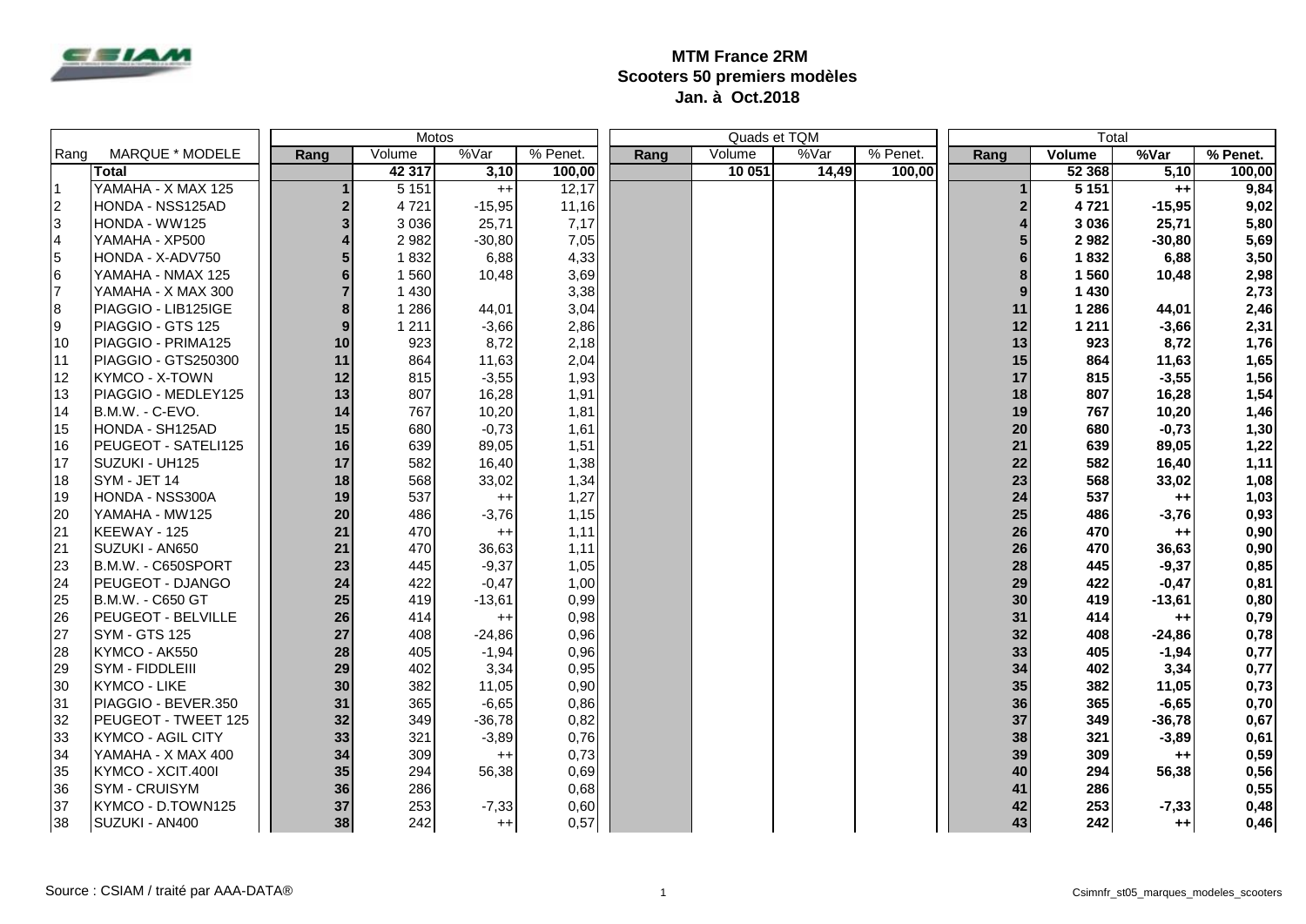# MTM France 2RM
## Scooters 50 premiers modèles
### Jan. à Oct.2018

| Rang | MARQUE * MODELE | Motos | | | | Quads et TQM | | | | Total | | | |
|---|---|---|---|---|---|---|---|---|---|---|---|---|---|
| | | Rang | Volume | %Var | % Penet. | Rang | Volume | %Var | % Penet. | Rang | Volume | %Var | % Penet. |
| | **Total** | | **42 317** | **3,10** | **100,00** | | **10 051** | **14,49** | **100,00** | | **52 368** | **5,10** | **100,00** |
| 1 | YAMAHA - X MAX 125 | 1 | 5 151 | ++ | 12,17 | | | | | 1 | 5 151 | ++ | 9,84 |
| 2 | HONDA - NSS125AD | 2 | 4 721 | -15,95 | 11,16 | | | | | 2 | 4 721 | -15,95 | 9,02 |
| 3 | HONDA - WW125 | 3 | 3 036 | 25,71 | 7,17 | | | | | 4 | 3 036 | 25,71 | 5,80 |
| 4 | YAMAHA - XP500 | 4 | 2 982 | -30,80 | 7,05 | | | | | 5 | 2 982 | -30,80 | 5,69 |
| 5 | HONDA - X-ADV750 | 5 | 1 832 | 6,88 | 4,33 | | | | | 6 | 1 832 | 6,88 | 3,50 |
| 6 | YAMAHA - NMAX 125 | 6 | 1 560 | 10,48 | 3,69 | | | | | 8 | 1 560 | 10,48 | 2,98 |
| 7 | YAMAHA - X MAX 300 | 7 | 1 430 | | 3,38 | | | | | 9 | 1 430 | | 2,73 |
| 8 | PIAGGIO - LIB125IGE | 8 | 1 286 | 44,01 | 3,04 | | | | | 11 | 1 286 | 44,01 | 2,46 |
| 9 | PIAGGIO - GTS 125 | 9 | 1 211 | -3,66 | 2,86 | | | | | 12 | 1 211 | -3,66 | 2,31 |
| 10 | PIAGGIO - PRIMA125 | 10 | 923 | 8,72 | 2,18 | | | | | 13 | 923 | 8,72 | 1,76 |
| 11 | PIAGGIO - GTS250300 | 11 | 864 | 11,63 | 2,04 | | | | | 15 | 864 | 11,63 | 1,65 |
| 12 | KYMCO - X-TOWN | 12 | 815 | -3,55 | 1,93 | | | | | 17 | 815 | -3,55 | 1,56 |
| 13 | PIAGGIO - MEDLEY125 | 13 | 807 | 16,28 | 1,91 | | | | | 18 | 807 | 16,28 | 1,54 |
| 14 | B.M.W. - C-EVO. | 14 | 767 | 10,20 | 1,81 | | | | | 19 | 767 | 10,20 | 1,46 |
| 15 | HONDA - SH125AD | 15 | 680 | -0,73 | 1,61 | | | | | 20 | 680 | -0,73 | 1,30 |
| 16 | PEUGEOT - SATELI125 | 16 | 639 | 89,05 | 1,51 | | | | | 21 | 639 | 89,05 | 1,22 |
| 17 | SUZUKI - UH125 | 17 | 582 | 16,40 | 1,38 | | | | | 22 | 582 | 16,40 | 1,11 |
| 18 | SYM - JET 14 | 18 | 568 | 33,02 | 1,34 | | | | | 23 | 568 | 33,02 | 1,08 |
| 19 | HONDA - NSS300A | 19 | 537 | ++ | 1,27 | | | | | 24 | 537 | ++ | 1,03 |
| 20 | YAMAHA - MW125 | 20 | 486 | -3,76 | 1,15 | | | | | 25 | 486 | -3,76 | 0,93 |
| 21 | KEEWAY - 125 | 21 | 470 | ++ | 1,11 | | | | | 26 | 470 | ++ | 0,90 |
| 21 | SUZUKI - AN650 | 21 | 470 | 36,63 | 1,11 | | | | | 26 | 470 | 36,63 | 0,90 |
| 23 | B.M.W. - C650SPORT | 23 | 445 | -9,37 | 1,05 | | | | | 28 | 445 | -9,37 | 0,85 |
| 24 | PEUGEOT - DJANGO | 24 | 422 | -0,47 | 1,00 | | | | | 29 | 422 | -0,47 | 0,81 |
| 25 | B.M.W. - C650 GT | 25 | 419 | -13,61 | 0,99 | | | | | 30 | 419 | -13,61 | 0,80 |
| 26 | PEUGEOT - BELVILLE | 26 | 414 | ++ | 0,98 | | | | | 31 | 414 | ++ | 0,79 |
| 27 | SYM - GTS 125 | 27 | 408 | -24,86 | 0,96 | | | | | 32 | 408 | -24,86 | 0,78 |
| 28 | KYMCO - AK550 | 28 | 405 | -1,94 | 0,96 | | | | | 33 | 405 | -1,94 | 0,77 |
| 29 | SYM - FIDDLEIII | 29 | 402 | 3,34 | 0,95 | | | | | 34 | 402 | 3,34 | 0,77 |
| 30 | KYMCO - LIKE | 30 | 382 | 11,05 | 0,90 | | | | | 35 | 382 | 11,05 | 0,73 |
| 31 | PIAGGIO - BEVER.350 | 31 | 365 | -6,65 | 0,86 | | | | | 36 | 365 | -6,65 | 0,70 |
| 32 | PEUGEOT - TWEET 125 | 32 | 349 | -36,78 | 0,82 | | | | | 37 | 349 | -36,78 | 0,67 |
| 33 | KYMCO - AGIL CITY | 33 | 321 | -3,89 | 0,76 | | | | | 38 | 321 | -3,89 | 0,61 |
| 34 | YAMAHA - X MAX 400 | 34 | 309 | ++ | 0,73 | | | | | 39 | 309 | ++ | 0,59 |
| 35 | KYMCO - XCIT.400I | 35 | 294 | 56,38 | 0,69 | | | | | 40 | 294 | 56,38 | 0,56 |
| 36 | SYM - CRUISYM | 36 | 286 | | 0,68 | | | | | 41 | 286 | | 0,55 |
| 37 | KYMCO - D.TOWN125 | 37 | 253 | -7,33 | 0,60 | | | | | 42 | 253 | -7,33 | 0,48 |
| 38 | SUZUKI - AN400 | 38 | 242 | ++ | 0,57 | | | | | 43 | 242 | ++ | 0,46 |

Source : CSIAM / traité par AAA-DATA®

Csimnfr_st05_marques_modeles_scooters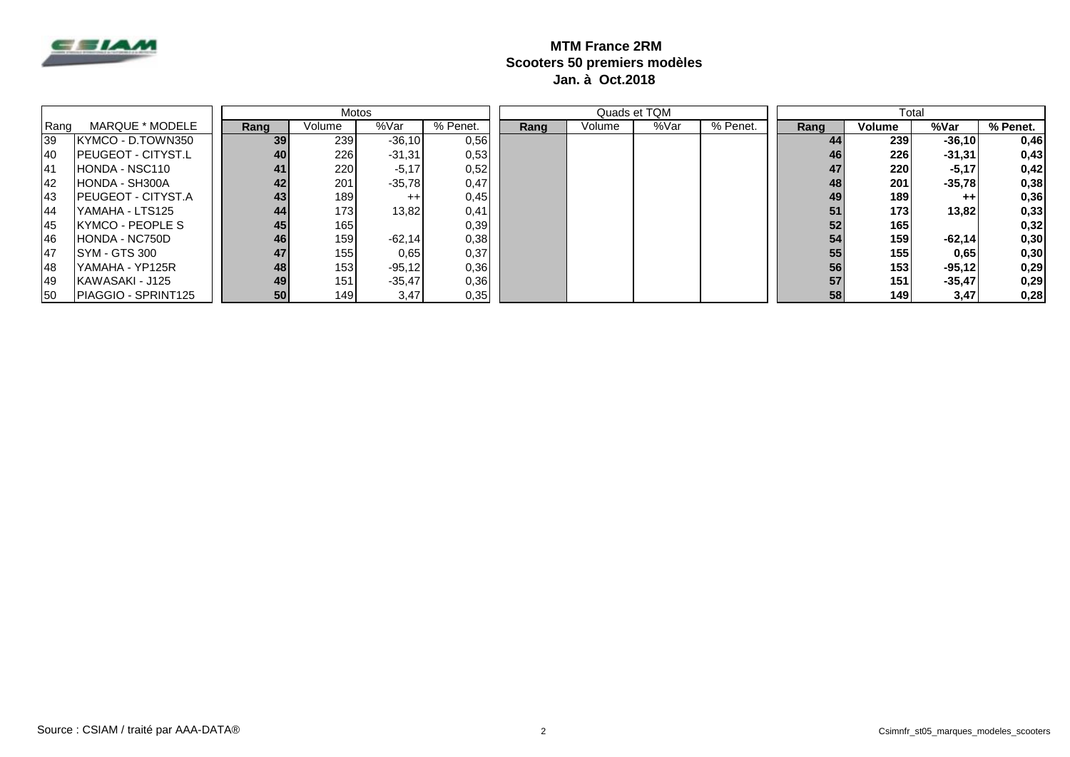# MTM France 2RM
## Scooters 50 premiers modèles
### Jan. à Oct.2018

| | | Motos | | | | Quads et TQM | | | | Total | | | |
|---|---|---|---|---|---|---|---|---|---|---|---|---|---|
| Rang | MARQUE * MODELE | Rang | Volume | %Var | % Penet. | Rang | Volume | %Var | % Penet. | Rang | Volume | %Var | % Penet. |
| 39 | KYMCO - D.TOWN350 | 39 | 239 | -36,10 | 0,56 | | | | | 44 | 239 | -36,10 | 0,46 |
| 40 | PEUGEOT - CITYST.L | 40 | 226 | -31,31 | 0,53 | | | | | 46 | 226 | -31,31 | 0,43 |
| 41 | HONDA - NSC110 | 41 | 220 | -5,17 | 0,52 | | | | | 47 | 220 | -5,17 | 0,42 |
| 42 | HONDA - SH300A | 42 | 201 | -35,78 | 0,47 | | | | | 48 | 201 | -35,78 | 0,38 |
| 43 | PEUGEOT - CITYST.A | 43 | 189 | ++ | 0,45 | | | | | 49 | 189 | ++ | 0,36 |
| 44 | YAMAHA - LTS125 | 44 | 173 | 13,82 | 0,41 | | | | | 51 | 173 | 13,82 | 0,33 |
| 45 | KYMCO - PEOPLE S | 45 | 165 | | 0,39 | | | | | 52 | 165 | | 0,32 |
| 46 | HONDA - NC750D | 46 | 159 | -62,14 | 0,38 | | | | | 54 | 159 | -62,14 | 0,30 |
| 47 | SYM - GTS 300 | 47 | 155 | 0,65 | 0,37 | | | | | 55 | 155 | 0,65 | 0,30 |
| 48 | YAMAHA - YP125R | 48 | 153 | -95,12 | 0,36 | | | | | 56 | 153 | -95,12 | 0,29 |
| 49 | KAWASAKI - J125 | 49 | 151 | -35,47 | 0,36 | | | | | 57 | 151 | -35,47 | 0,29 |
| 50 | PIAGGIO - SPRINT125 | 50 | 149 | 3,47 | 0,35 | | | | | 58 | 149 | 3,47 | 0,28 |

Source : CSIAM / traité par AAA-DATA®

Csimnfr_st05_marques_modeles_scooters